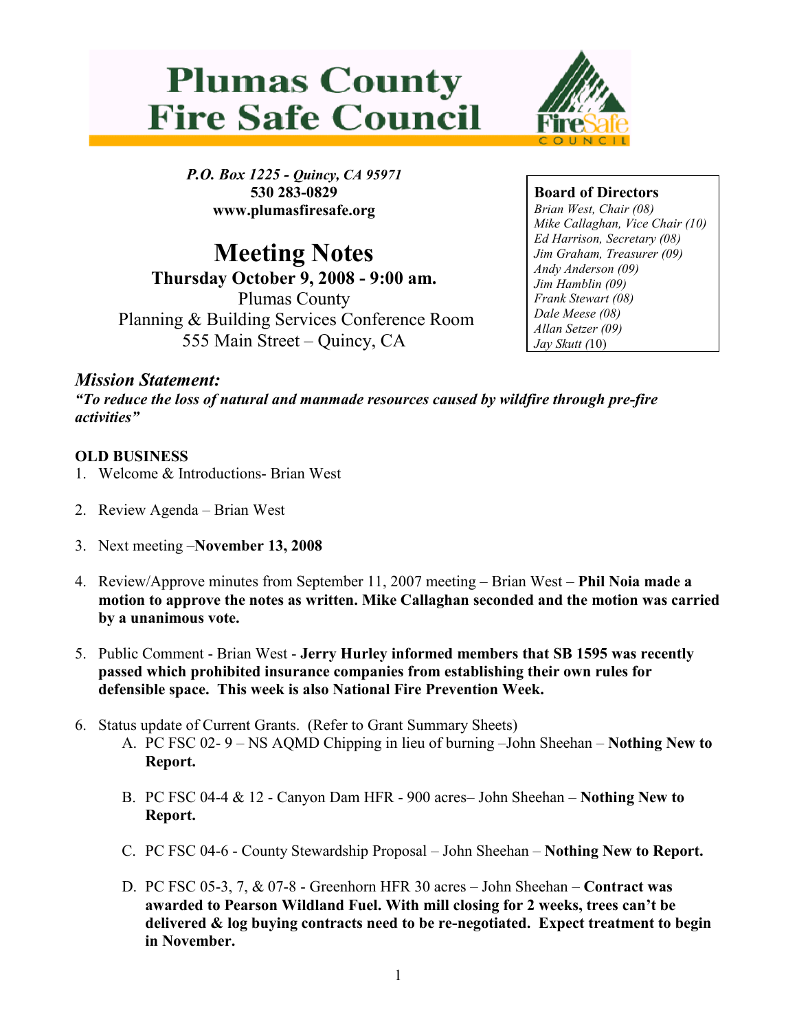# Plumas County Fire Safe Council

*P.O. Box 1225 - Quincy, CA 95971*
**530 283-0829**
**www.plumasfiresafe.org**

# Meeting Notes

**Thursday October 9, 2008 - 9:00 am.**
Plumas County
Planning & Building Services Conference Room
555 Main Street – Quincy, CA

**Board of Directors**
*Brian West, Chair (08)*
*Mike Callaghan, Vice Chair (10)*
*Ed Harrison, Secretary (08)*
*Jim Graham, Treasurer (09)*
*Andy Anderson (09)*
*Jim Hamblin (09)*
*Frank Stewart (08)*
*Dale Meese (08)*
*Allan Setzer (09)*
*Jay Skutt (*10)

## *Mission Statement:*

***"To reduce the loss of natural and manmade resources caused by wildfire through pre-fire activities"***

**OLD BUSINESS**

1. Welcome & Introductions- Brian West

2. Review Agenda – Brian West

3. Next meeting –**November 13, 2008**

4. Review/Approve minutes from September 11, 2007 meeting – Brian West – **Phil Noia made a motion to approve the notes as written. Mike Callaghan seconded and the motion was carried by a unanimous vote.**

5. Public Comment - Brian West - **Jerry Hurley informed members that SB 1595 was recently passed which prohibited insurance companies from establishing their own rules for defensible space. This week is also National Fire Prevention Week.**

6. Status update of Current Grants. (Refer to Grant Summary Sheets)
   A. PC FSC 02- 9 – NS AQMD Chipping in lieu of burning –John Sheehan – **Nothing New to Report.**

   B. PC FSC 04-4 & 12 - Canyon Dam HFR - 900 acres– John Sheehan – **Nothing New to Report.**

   C. PC FSC 04-6 - County Stewardship Proposal – John Sheehan – **Nothing New to Report.**

   D. PC FSC 05-3, 7, & 07-8 - Greenhorn HFR 30 acres – John Sheehan – **Contract was awarded to Pearson Wildland Fuel. With mill closing for 2 weeks, trees can't be delivered & log buying contracts need to be re-negotiated. Expect treatment to begin in November.**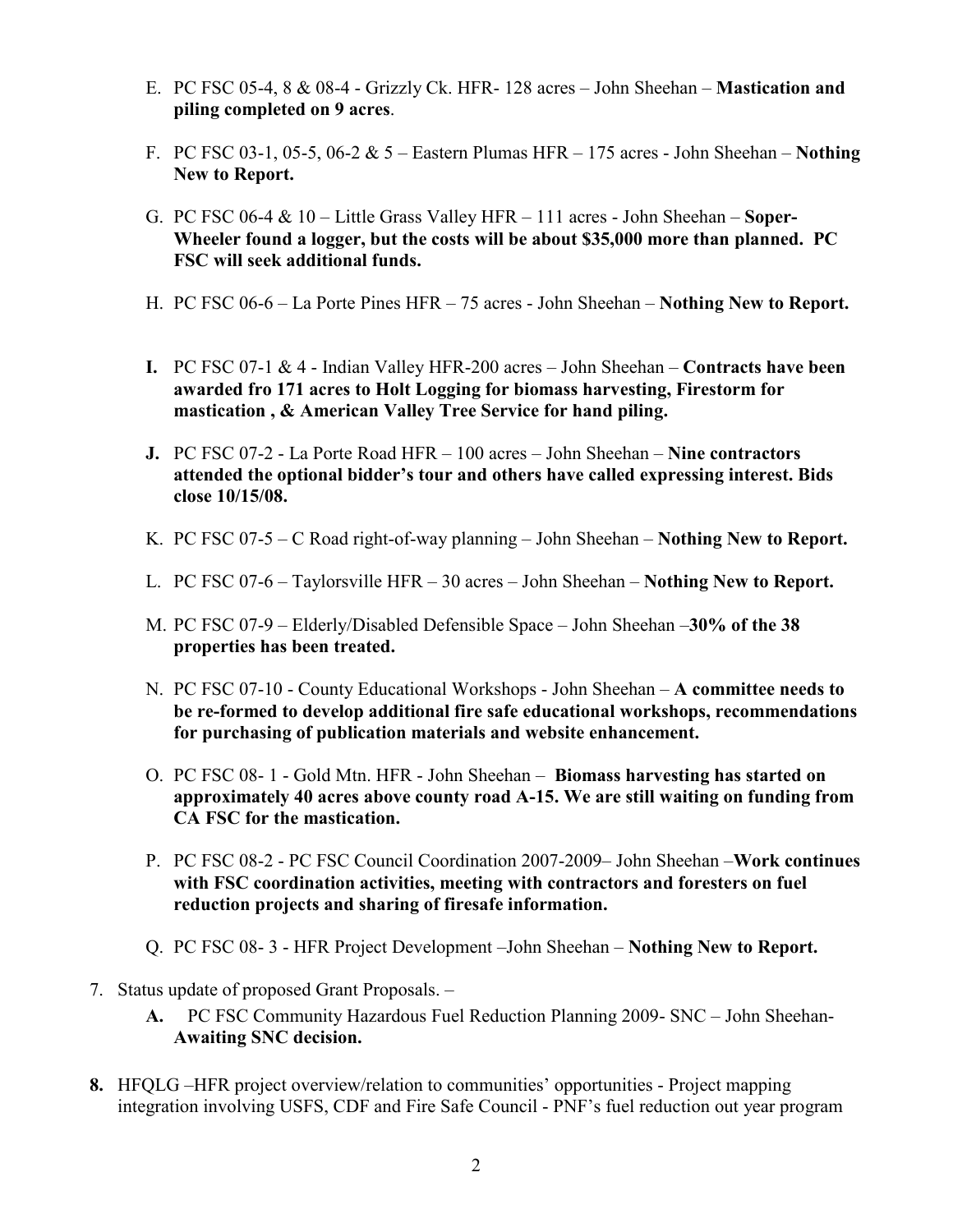E. PC FSC 05-4, 8 & 08-4 - Grizzly Ck. HFR- 128 acres – John Sheehan – **Mastication and piling completed on 9 acres**.

F. PC FSC 03-1, 05-5, 06-2 & 5 – Eastern Plumas HFR – 175 acres - John Sheehan – **Nothing New to Report.**

G. PC FSC 06-4 & 10 – Little Grass Valley HFR – 111 acres - John Sheehan – **Soper-Wheeler found a logger, but the costs will be about $35,000 more than planned. PC FSC will seek additional funds.**

H. PC FSC 06-6 – La Porte Pines HFR – 75 acres - John Sheehan – **Nothing New to Report.**

**I.** PC FSC 07-1 & 4 - Indian Valley HFR-200 acres – John Sheehan – **Contracts have been awarded fro 171 acres to Holt Logging for biomass harvesting, Firestorm for mastication , & American Valley Tree Service for hand piling.**

**J.** PC FSC 07-2 - La Porte Road HFR – 100 acres – John Sheehan – **Nine contractors attended the optional bidder's tour and others have called expressing interest. Bids close 10/15/08.**

K. PC FSC 07-5 – C Road right-of-way planning – John Sheehan – **Nothing New to Report.**

L. PC FSC 07-6 – Taylorsville HFR – 30 acres – John Sheehan – **Nothing New to Report.**

M. PC FSC 07-9 – Elderly/Disabled Defensible Space – John Sheehan –**30% of the 38 properties has been treated.**

N. PC FSC 07-10 - County Educational Workshops - John Sheehan – **A committee needs to be re-formed to develop additional fire safe educational workshops, recommendations for purchasing of publication materials and website enhancement.**

O. PC FSC 08- 1 - Gold Mtn. HFR - John Sheehan – **Biomass harvesting has started on approximately 40 acres above county road A-15. We are still waiting on funding from CA FSC for the mastication.**

P. PC FSC 08-2 - PC FSC Council Coordination 2007-2009– John Sheehan –**Work continues with FSC coordination activities, meeting with contractors and foresters on fuel reduction projects and sharing of firesafe information.**

Q. PC FSC 08- 3 - HFR Project Development –John Sheehan – **Nothing New to Report.**

7. Status update of proposed Grant Proposals. –

   **A.** PC FSC Community Hazardous Fuel Reduction Planning 2009- SNC – John Sheehan- **Awaiting SNC decision.**

**8.** HFQLG –HFR project overview/relation to communities' opportunities - Project mapping integration involving USFS, CDF and Fire Safe Council - PNF's fuel reduction out year program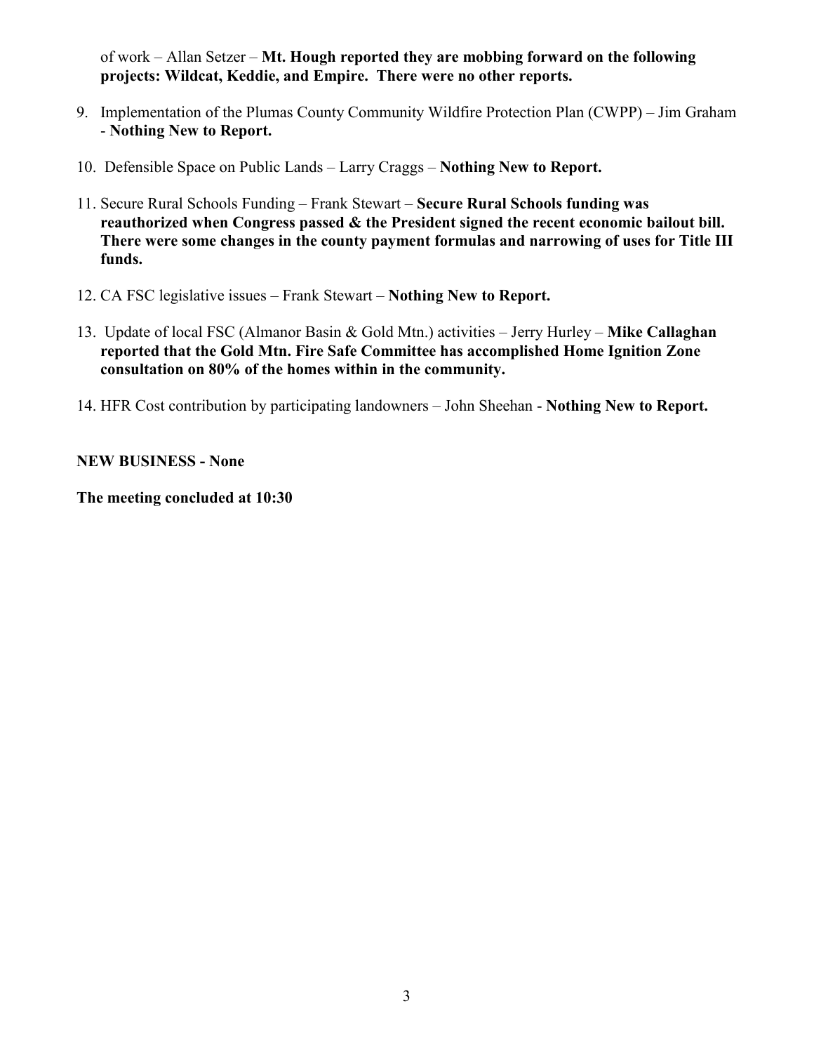of work – Allan Setzer – **Mt. Hough reported they are mobbing forward on the following projects: Wildcat, Keddie, and Empire. There were no other reports.**

9. Implementation of the Plumas County Community Wildfire Protection Plan (CWPP) – Jim Graham - **Nothing New to Report.**

10. Defensible Space on Public Lands – Larry Craggs – **Nothing New to Report.**

11. Secure Rural Schools Funding – Frank Stewart – **Secure Rural Schools funding was reauthorized when Congress passed & the President signed the recent economic bailout bill. There were some changes in the county payment formulas and narrowing of uses for Title III funds.**

12. CA FSC legislative issues – Frank Stewart – **Nothing New to Report.**

13. Update of local FSC (Almanor Basin & Gold Mtn.) activities – Jerry Hurley – **Mike Callaghan reported that the Gold Mtn. Fire Safe Committee has accomplished Home Ignition Zone consultation on 80% of the homes within in the community.**

14. HFR Cost contribution by participating landowners – John Sheehan - **Nothing New to Report.**

**NEW BUSINESS - None**

**The meeting concluded at 10:30**